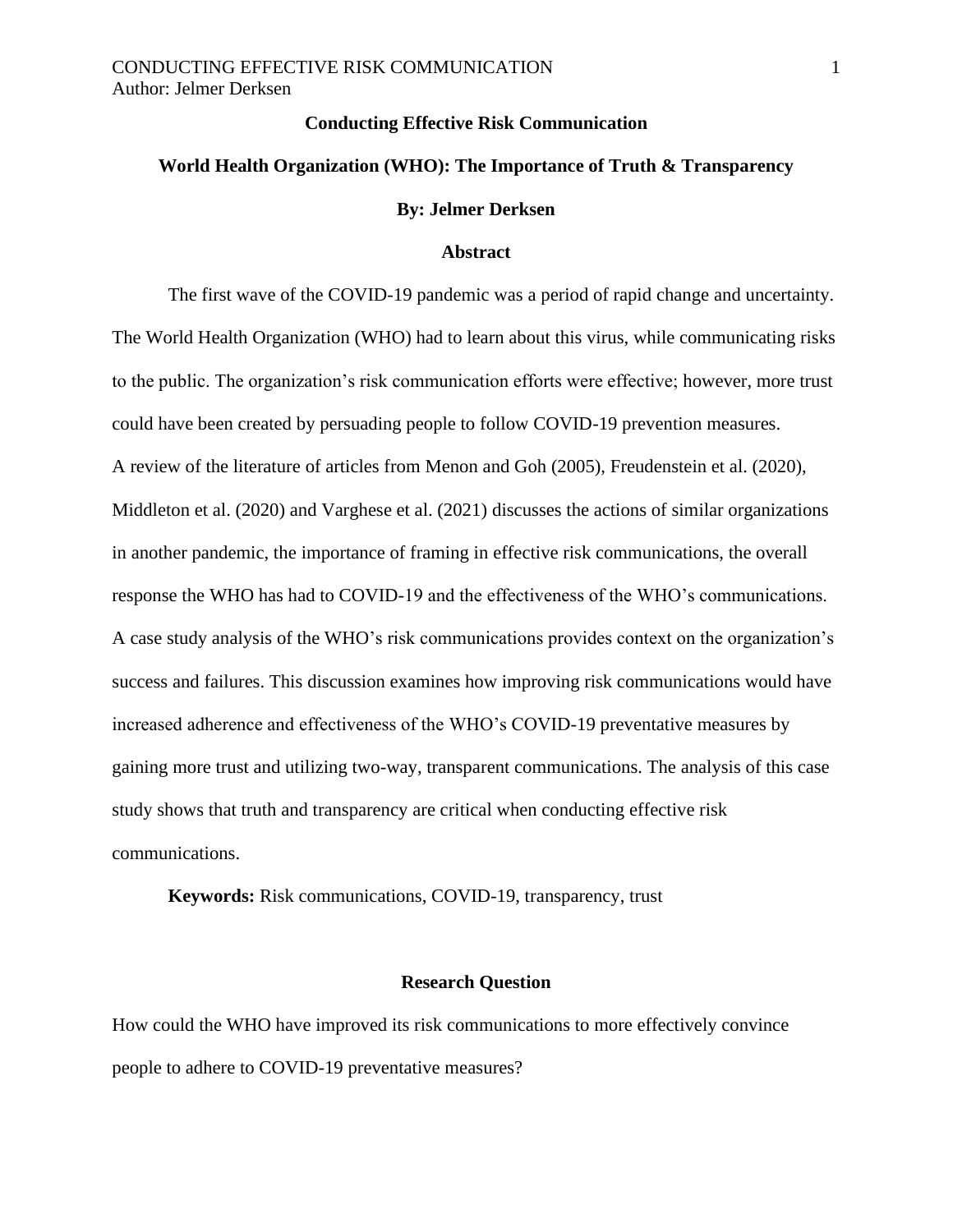Author: Jelmer Derksen

# Conducting Effective Risk Communication

## World Health Organization (WHO): The Importance of Truth & Transparency

**By: Jelmer Derksen**

### Abstract

The first wave of the COVID-19 pandemic was a period of rapid change and uncertainty. The World Health Organization (WHO) had to learn about this virus, while communicating risks to the public. The organization's risk communication efforts were effective; however, more trust could have been created by persuading people to follow COVID-19 prevention measures. A review of the literature of articles from Menon and Goh (2005), Freudenstein et al. (2020), Middleton et al. (2020) and Varghese et al. (2021) discusses the actions of similar organizations in another pandemic, the importance of framing in effective risk communications, the overall response the WHO has had to COVID-19 and the effectiveness of the WHO's communications. A case study analysis of the WHO's risk communications provides context on the organization's success and failures. This discussion examines how improving risk communications would have increased adherence and effectiveness of the WHO's COVID-19 preventative measures by gaining more trust and utilizing two-way, transparent communications. The analysis of this case study shows that truth and transparency are critical when conducting effective risk communications.

**Keywords:** Risk communications, COVID-19, transparency, trust

### Research Question

How could the WHO have improved its risk communications to more effectively convince people to adhere to COVID-19 preventative measures?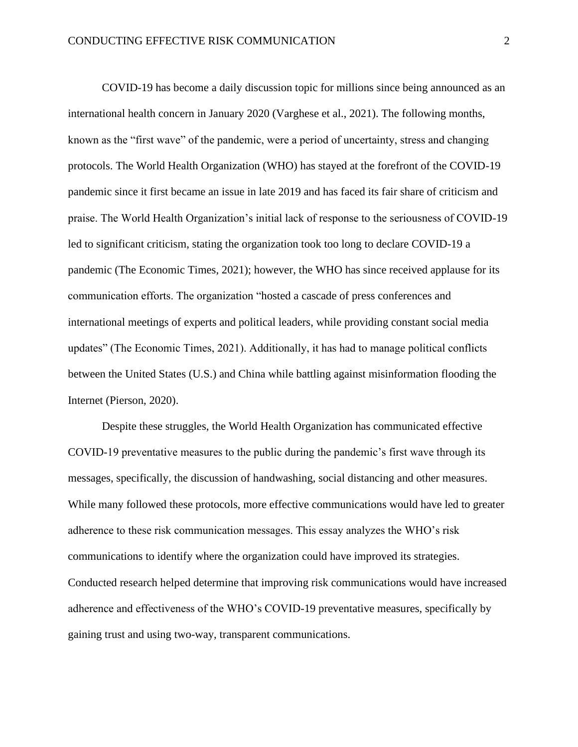COVID-19 has become a daily discussion topic for millions since being announced as an international health concern in January 2020 (Varghese et al., 2021). The following months, known as the "first wave" of the pandemic, were a period of uncertainty, stress and changing protocols. The World Health Organization (WHO) has stayed at the forefront of the COVID-19 pandemic since it first became an issue in late 2019 and has faced its fair share of criticism and praise. The World Health Organization's initial lack of response to the seriousness of COVID-19 led to significant criticism, stating the organization took too long to declare COVID-19 a pandemic (The Economic Times, 2021); however, the WHO has since received applause for its communication efforts. The organization "hosted a cascade of press conferences and international meetings of experts and political leaders, while providing constant social media updates" (The Economic Times, 2021). Additionally, it has had to manage political conflicts between the United States (U.S.) and China while battling against misinformation flooding the Internet (Pierson, 2020).

Despite these struggles, the World Health Organization has communicated effective COVID-19 preventative measures to the public during the pandemic's first wave through its messages, specifically, the discussion of handwashing, social distancing and other measures. While many followed these protocols, more effective communications would have led to greater adherence to these risk communication messages. This essay analyzes the WHO's risk communications to identify where the organization could have improved its strategies. Conducted research helped determine that improving risk communications would have increased adherence and effectiveness of the WHO's COVID-19 preventative measures, specifically by gaining trust and using two-way, transparent communications.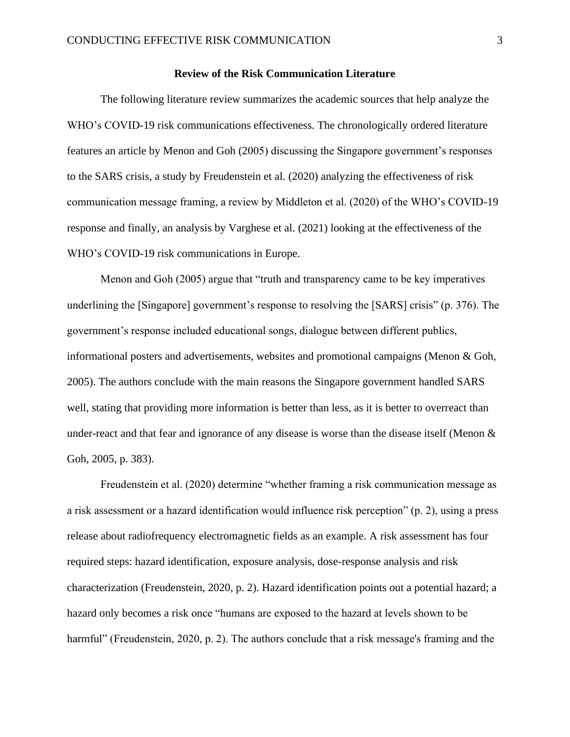## Review of the Risk Communication Literature

The following literature review summarizes the academic sources that help analyze the WHO's COVID-19 risk communications effectiveness. The chronologically ordered literature features an article by Menon and Goh (2005) discussing the Singapore government's responses to the SARS crisis, a study by Freudenstein et al. (2020) analyzing the effectiveness of risk communication message framing, a review by Middleton et al. (2020) of the WHO's COVID-19 response and finally, an analysis by Varghese et al. (2021) looking at the effectiveness of the WHO's COVID-19 risk communications in Europe.

Menon and Goh (2005) argue that "truth and transparency came to be key imperatives underlining the [Singapore] government's response to resolving the [SARS] crisis" (p. 376). The government's response included educational songs, dialogue between different publics, informational posters and advertisements, websites and promotional campaigns (Menon & Goh, 2005). The authors conclude with the main reasons the Singapore government handled SARS well, stating that providing more information is better than less, as it is better to overreact than under-react and that fear and ignorance of any disease is worse than the disease itself (Menon & Goh, 2005, p. 383).

Freudenstein et al. (2020) determine "whether framing a risk communication message as a risk assessment or a hazard identification would influence risk perception" (p. 2), using a press release about radiofrequency electromagnetic fields as an example. A risk assessment has four required steps: hazard identification, exposure analysis, dose-response analysis and risk characterization (Freudenstein, 2020, p. 2). Hazard identification points out a potential hazard; a hazard only becomes a risk once "humans are exposed to the hazard at levels shown to be harmful" (Freudenstein, 2020, p. 2). The authors conclude that a risk message's framing and the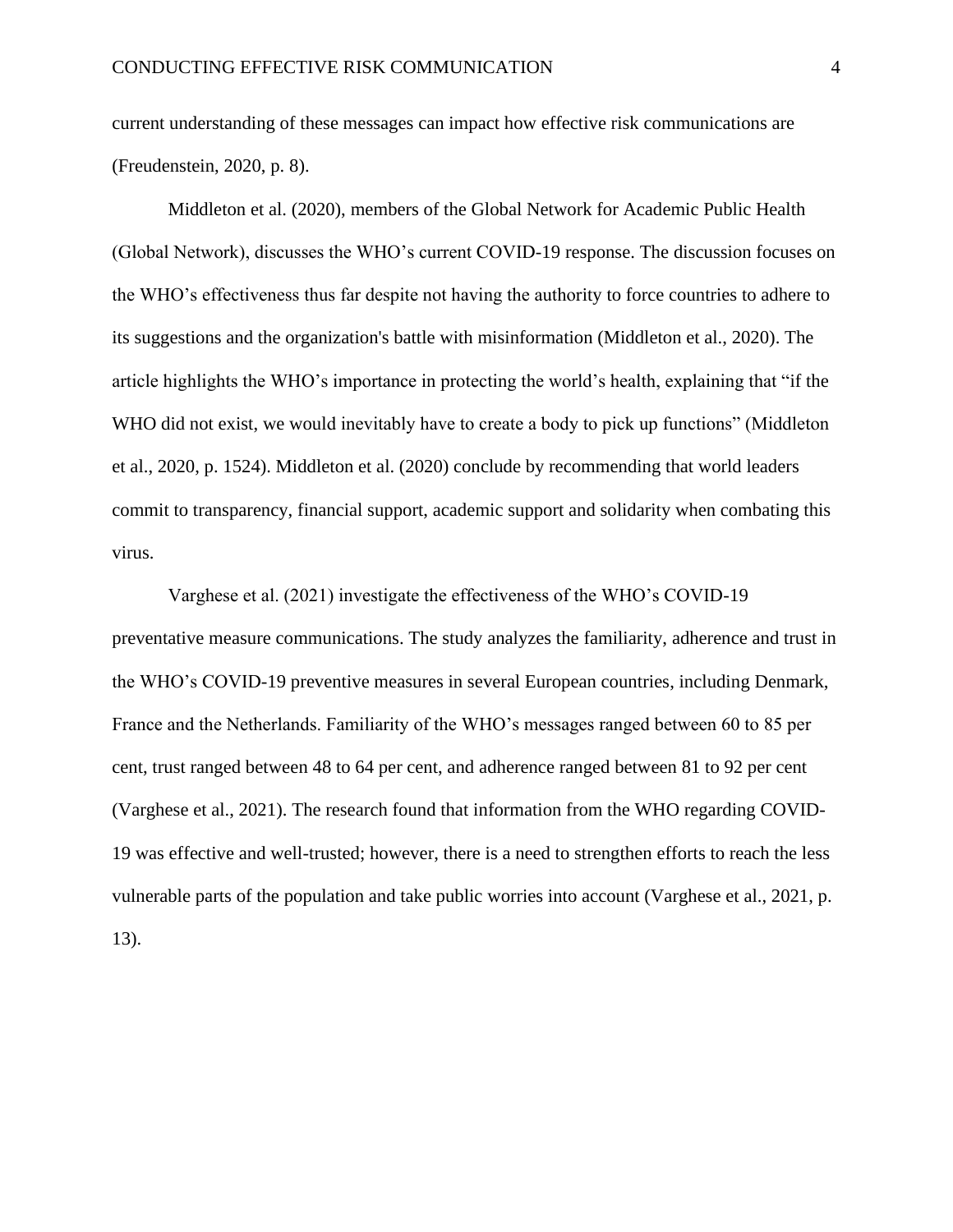current understanding of these messages can impact how effective risk communications are (Freudenstein, 2020, p. 8).

Middleton et al. (2020), members of the Global Network for Academic Public Health (Global Network), discusses the WHO's current COVID-19 response. The discussion focuses on the WHO's effectiveness thus far despite not having the authority to force countries to adhere to its suggestions and the organization's battle with misinformation (Middleton et al., 2020). The article highlights the WHO's importance in protecting the world's health, explaining that "if the WHO did not exist, we would inevitably have to create a body to pick up functions" (Middleton et al., 2020, p. 1524). Middleton et al. (2020) conclude by recommending that world leaders commit to transparency, financial support, academic support and solidarity when combating this virus.

Varghese et al. (2021) investigate the effectiveness of the WHO's COVID-19 preventative measure communications. The study analyzes the familiarity, adherence and trust in the WHO's COVID-19 preventive measures in several European countries, including Denmark, France and the Netherlands. Familiarity of the WHO's messages ranged between 60 to 85 per cent, trust ranged between 48 to 64 per cent, and adherence ranged between 81 to 92 per cent (Varghese et al., 2021). The research found that information from the WHO regarding COVID-19 was effective and well-trusted; however, there is a need to strengthen efforts to reach the less vulnerable parts of the population and take public worries into account (Varghese et al., 2021, p. 13).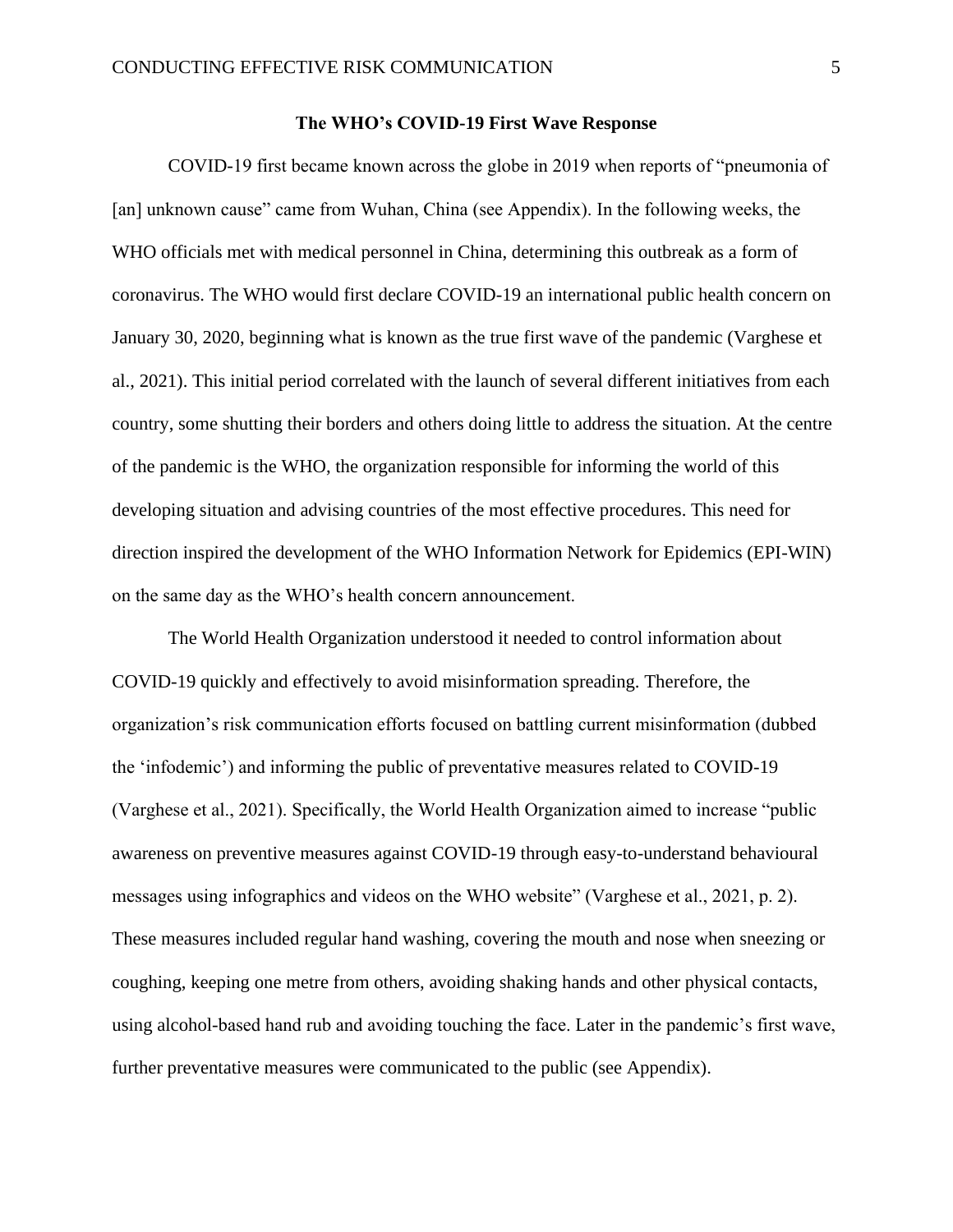**The WHO's COVID-19 First Wave Response**

COVID-19 first became known across the globe in 2019 when reports of "pneumonia of [an] unknown cause" came from Wuhan, China (see Appendix). In the following weeks, the WHO officials met with medical personnel in China, determining this outbreak as a form of coronavirus. The WHO would first declare COVID-19 an international public health concern on January 30, 2020, beginning what is known as the true first wave of the pandemic (Varghese et al., 2021). This initial period correlated with the launch of several different initiatives from each country, some shutting their borders and others doing little to address the situation. At the centre of the pandemic is the WHO, the organization responsible for informing the world of this developing situation and advising countries of the most effective procedures. This need for direction inspired the development of the WHO Information Network for Epidemics (EPI-WIN) on the same day as the WHO's health concern announcement.

The World Health Organization understood it needed to control information about COVID-19 quickly and effectively to avoid misinformation spreading. Therefore, the organization's risk communication efforts focused on battling current misinformation (dubbed the 'infodemic') and informing the public of preventative measures related to COVID-19 (Varghese et al., 2021). Specifically, the World Health Organization aimed to increase "public awareness on preventive measures against COVID-19 through easy-to-understand behavioural messages using infographics and videos on the WHO website" (Varghese et al., 2021, p. 2). These measures included regular hand washing, covering the mouth and nose when sneezing or coughing, keeping one metre from others, avoiding shaking hands and other physical contacts, using alcohol-based hand rub and avoiding touching the face. Later in the pandemic's first wave, further preventative measures were communicated to the public (see Appendix).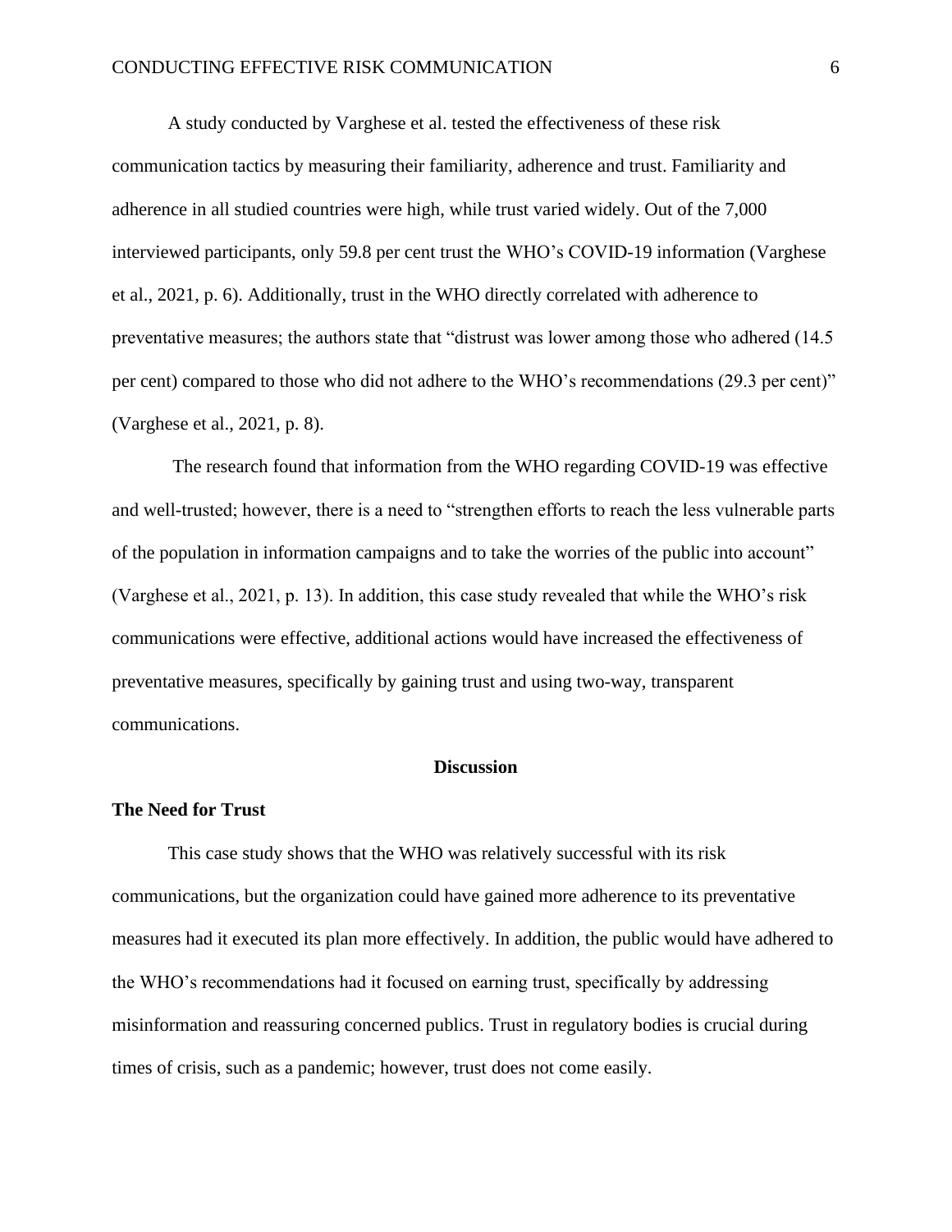A study conducted by Varghese et al. tested the effectiveness of these risk communication tactics by measuring their familiarity, adherence and trust. Familiarity and adherence in all studied countries were high, while trust varied widely. Out of the 7,000 interviewed participants, only 59.8 per cent trust the WHO's COVID-19 information (Varghese et al., 2021, p. 6). Additionally, trust in the WHO directly correlated with adherence to preventative measures; the authors state that "distrust was lower among those who adhered (14.5 per cent) compared to those who did not adhere to the WHO's recommendations (29.3 per cent)" (Varghese et al., 2021, p. 8).

The research found that information from the WHO regarding COVID-19 was effective and well-trusted; however, there is a need to "strengthen efforts to reach the less vulnerable parts of the population in information campaigns and to take the worries of the public into account" (Varghese et al., 2021, p. 13). In addition, this case study revealed that while the WHO's risk communications were effective, additional actions would have increased the effectiveness of preventative measures, specifically by gaining trust and using two-way, transparent communications.

## Discussion

### The Need for Trust

This case study shows that the WHO was relatively successful with its risk communications, but the organization could have gained more adherence to its preventative measures had it executed its plan more effectively. In addition, the public would have adhered to the WHO's recommendations had it focused on earning trust, specifically by addressing misinformation and reassuring concerned publics. Trust in regulatory bodies is crucial during times of crisis, such as a pandemic; however, trust does not come easily.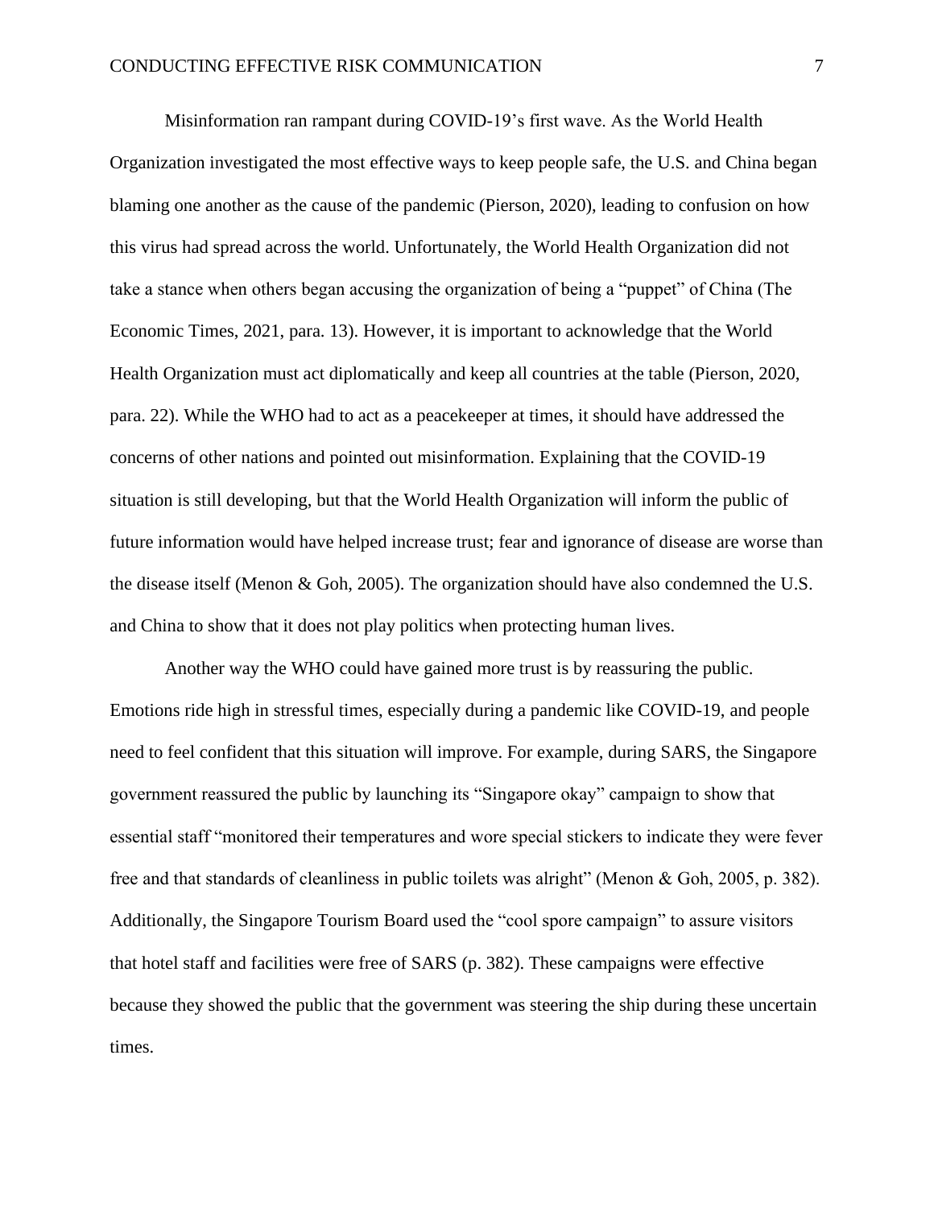Misinformation ran rampant during COVID-19's first wave. As the World Health Organization investigated the most effective ways to keep people safe, the U.S. and China began blaming one another as the cause of the pandemic (Pierson, 2020), leading to confusion on how this virus had spread across the world. Unfortunately, the World Health Organization did not take a stance when others began accusing the organization of being a "puppet" of China (The Economic Times, 2021, para. 13). However, it is important to acknowledge that the World Health Organization must act diplomatically and keep all countries at the table (Pierson, 2020, para. 22). While the WHO had to act as a peacekeeper at times, it should have addressed the concerns of other nations and pointed out misinformation. Explaining that the COVID-19 situation is still developing, but that the World Health Organization will inform the public of future information would have helped increase trust; fear and ignorance of disease are worse than the disease itself (Menon & Goh, 2005). The organization should have also condemned the U.S. and China to show that it does not play politics when protecting human lives.

Another way the WHO could have gained more trust is by reassuring the public. Emotions ride high in stressful times, especially during a pandemic like COVID-19, and people need to feel confident that this situation will improve. For example, during SARS, the Singapore government reassured the public by launching its "Singapore okay" campaign to show that essential staff "monitored their temperatures and wore special stickers to indicate they were fever free and that standards of cleanliness in public toilets was alright" (Menon & Goh, 2005, p. 382). Additionally, the Singapore Tourism Board used the "cool spore campaign" to assure visitors that hotel staff and facilities were free of SARS (p. 382). These campaigns were effective because they showed the public that the government was steering the ship during these uncertain times.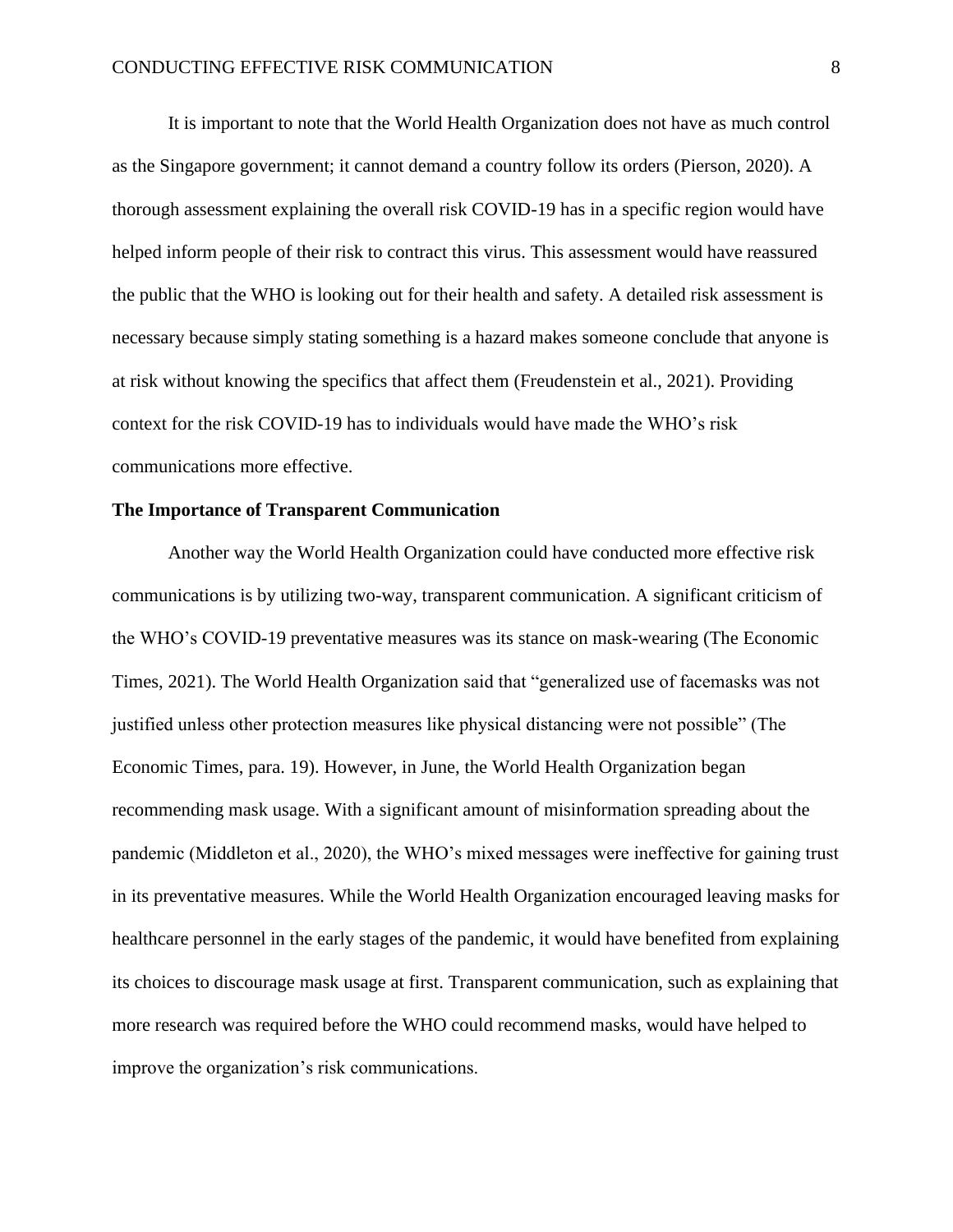It is important to note that the World Health Organization does not have as much control as the Singapore government; it cannot demand a country follow its orders (Pierson, 2020). A thorough assessment explaining the overall risk COVID-19 has in a specific region would have helped inform people of their risk to contract this virus. This assessment would have reassured the public that the WHO is looking out for their health and safety. A detailed risk assessment is necessary because simply stating something is a hazard makes someone conclude that anyone is at risk without knowing the specifics that affect them (Freudenstein et al., 2021). Providing context for the risk COVID-19 has to individuals would have made the WHO's risk communications more effective.

**The Importance of Transparent Communication**

Another way the World Health Organization could have conducted more effective risk communications is by utilizing two-way, transparent communication. A significant criticism of the WHO's COVID-19 preventative measures was its stance on mask-wearing (The Economic Times, 2021). The World Health Organization said that "generalized use of facemasks was not justified unless other protection measures like physical distancing were not possible" (The Economic Times, para. 19). However, in June, the World Health Organization began recommending mask usage. With a significant amount of misinformation spreading about the pandemic (Middleton et al., 2020), the WHO's mixed messages were ineffective for gaining trust in its preventative measures. While the World Health Organization encouraged leaving masks for healthcare personnel in the early stages of the pandemic, it would have benefited from explaining its choices to discourage mask usage at first. Transparent communication, such as explaining that more research was required before the WHO could recommend masks, would have helped to improve the organization's risk communications.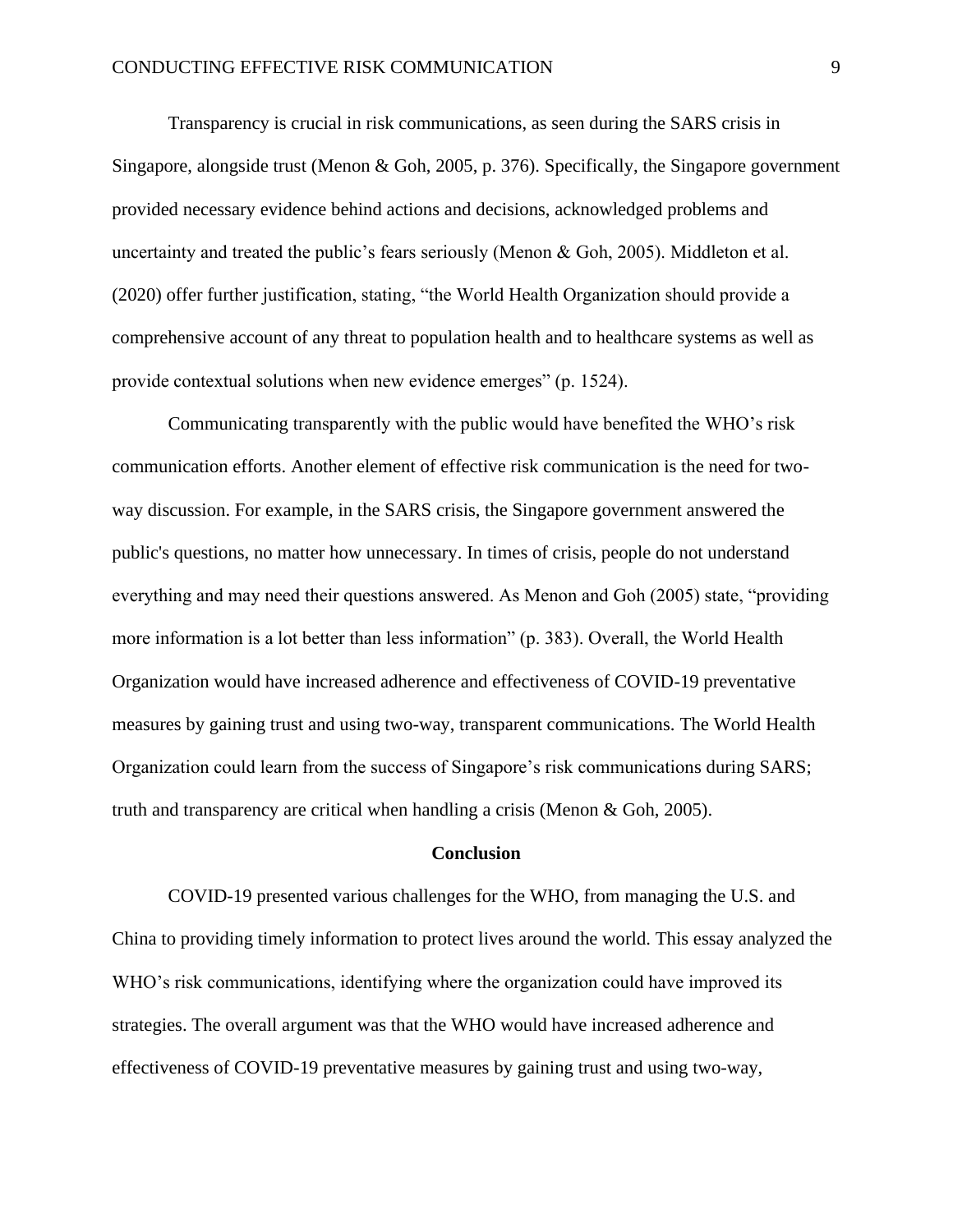Transparency is crucial in risk communications, as seen during the SARS crisis in Singapore, alongside trust (Menon & Goh, 2005, p. 376). Specifically, the Singapore government provided necessary evidence behind actions and decisions, acknowledged problems and uncertainty and treated the public's fears seriously (Menon & Goh, 2005). Middleton et al. (2020) offer further justification, stating, "the World Health Organization should provide a comprehensive account of any threat to population health and to healthcare systems as well as provide contextual solutions when new evidence emerges" (p. 1524).

Communicating transparently with the public would have benefited the WHO's risk communication efforts. Another element of effective risk communication is the need for two-way discussion. For example, in the SARS crisis, the Singapore government answered the public's questions, no matter how unnecessary. In times of crisis, people do not understand everything and may need their questions answered. As Menon and Goh (2005) state, "providing more information is a lot better than less information" (p. 383). Overall, the World Health Organization would have increased adherence and effectiveness of COVID-19 preventative measures by gaining trust and using two-way, transparent communications. The World Health Organization could learn from the success of Singapore's risk communications during SARS; truth and transparency are critical when handling a crisis (Menon & Goh, 2005).

## Conclusion

COVID-19 presented various challenges for the WHO, from managing the U.S. and China to providing timely information to protect lives around the world. This essay analyzed the WHO's risk communications, identifying where the organization could have improved its strategies. The overall argument was that the WHO would have increased adherence and effectiveness of COVID-19 preventative measures by gaining trust and using two-way,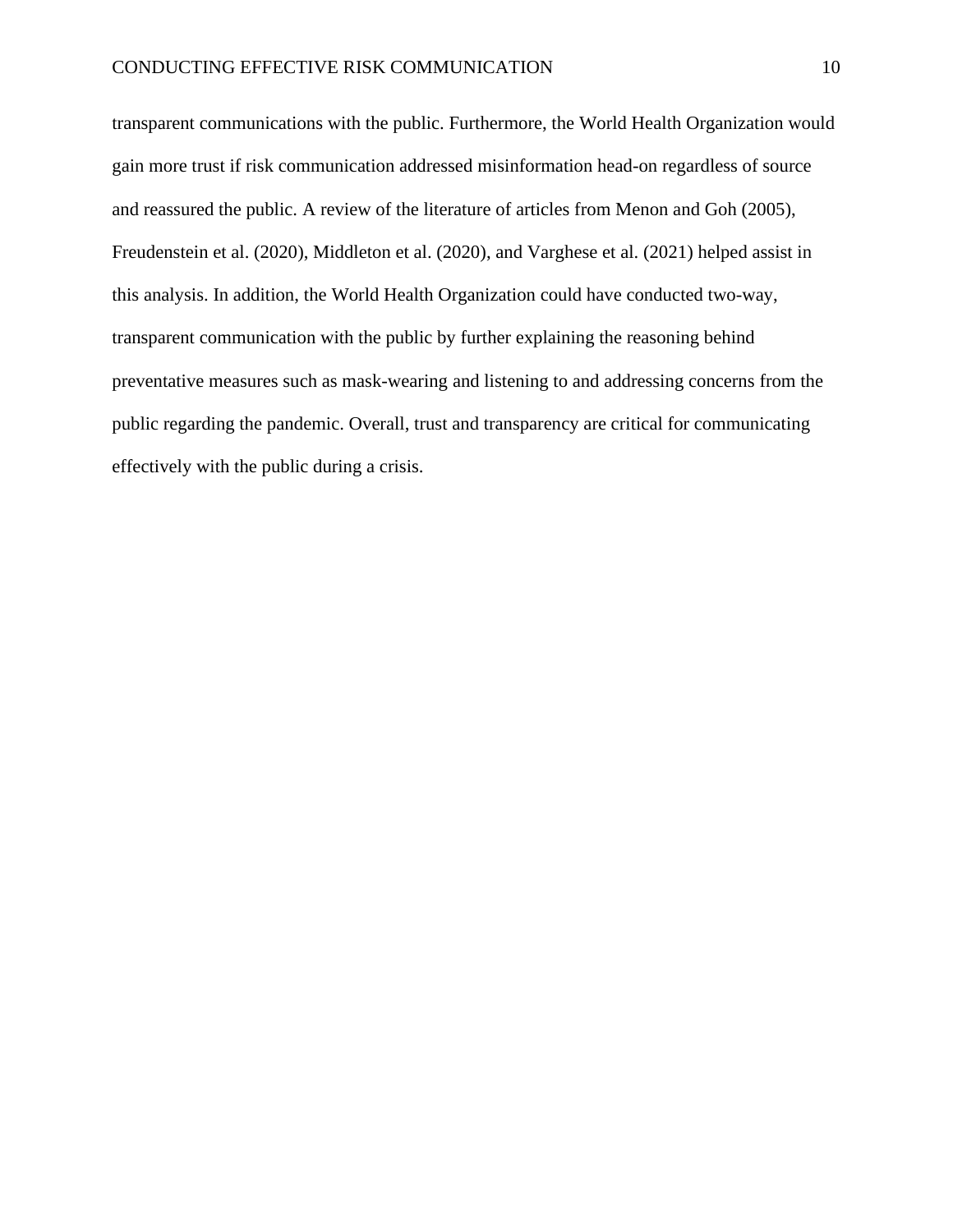transparent communications with the public. Furthermore, the World Health Organization would gain more trust if risk communication addressed misinformation head-on regardless of source and reassured the public. A review of the literature of articles from Menon and Goh (2005), Freudenstein et al. (2020), Middleton et al. (2020), and Varghese et al. (2021) helped assist in this analysis. In addition, the World Health Organization could have conducted two-way, transparent communication with the public by further explaining the reasoning behind preventative measures such as mask-wearing and listening to and addressing concerns from the public regarding the pandemic. Overall, trust and transparency are critical for communicating effectively with the public during a crisis.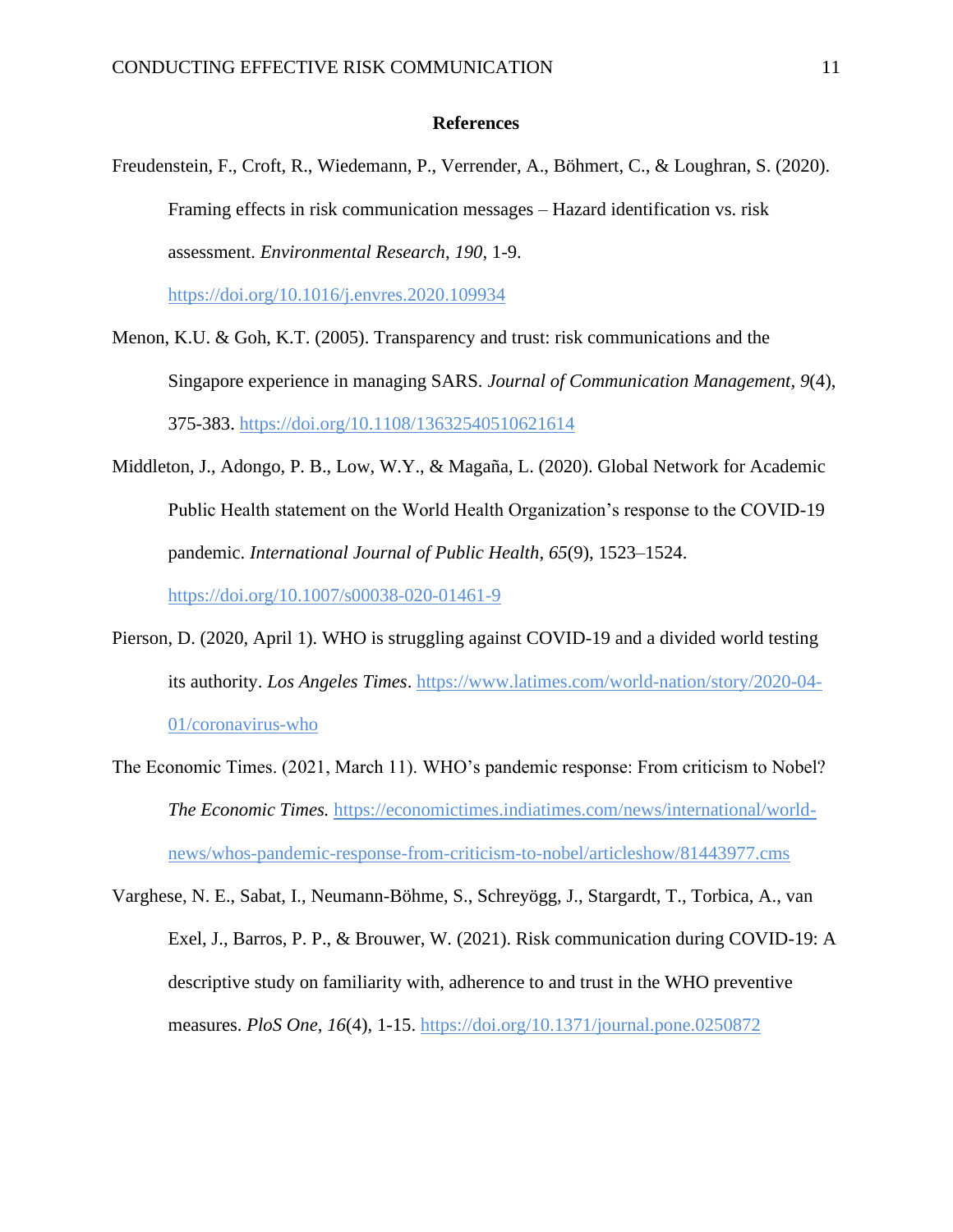## References

Freudenstein, F., Croft, R., Wiedemann, P., Verrender, A., Böhmert, C., & Loughran, S. (2020). Framing effects in risk communication messages – Hazard identification vs. risk assessment. *Environmental Research*, *190*, 1-9. https://doi.org/10.1016/j.envres.2020.109934

Menon, K.U. & Goh, K.T. (2005). Transparency and trust: risk communications and the Singapore experience in managing SARS. *Journal of Communication Management*, *9*(4), 375-383. https://doi.org/10.1108/13632540510621614

Middleton, J., Adongo, P. B., Low, W.Y., & Magaña, L. (2020). Global Network for Academic Public Health statement on the World Health Organization's response to the COVID-19 pandemic. *International Journal of Public Health*, *65*(9), 1523–1524. https://doi.org/10.1007/s00038-020-01461-9

Pierson, D. (2020, April 1). WHO is struggling against COVID-19 and a divided world testing its authority. *Los Angeles Times*. https://www.latimes.com/world-nation/story/2020-04-01/coronavirus-who

The Economic Times. (2021, March 11). WHO's pandemic response: From criticism to Nobel? *The Economic Times.* https://economictimes.indiatimes.com/news/international/world-news/whos-pandemic-response-from-criticism-to-nobel/articleshow/81443977.cms

Varghese, N. E., Sabat, I., Neumann-Böhme, S., Schreyögg, J., Stargardt, T., Torbica, A., van Exel, J., Barros, P. P., & Brouwer, W. (2021). Risk communication during COVID-19: A descriptive study on familiarity with, adherence to and trust in the WHO preventive measures. *PloS One*, *16*(4), 1-15. https://doi.org/10.1371/journal.pone.0250872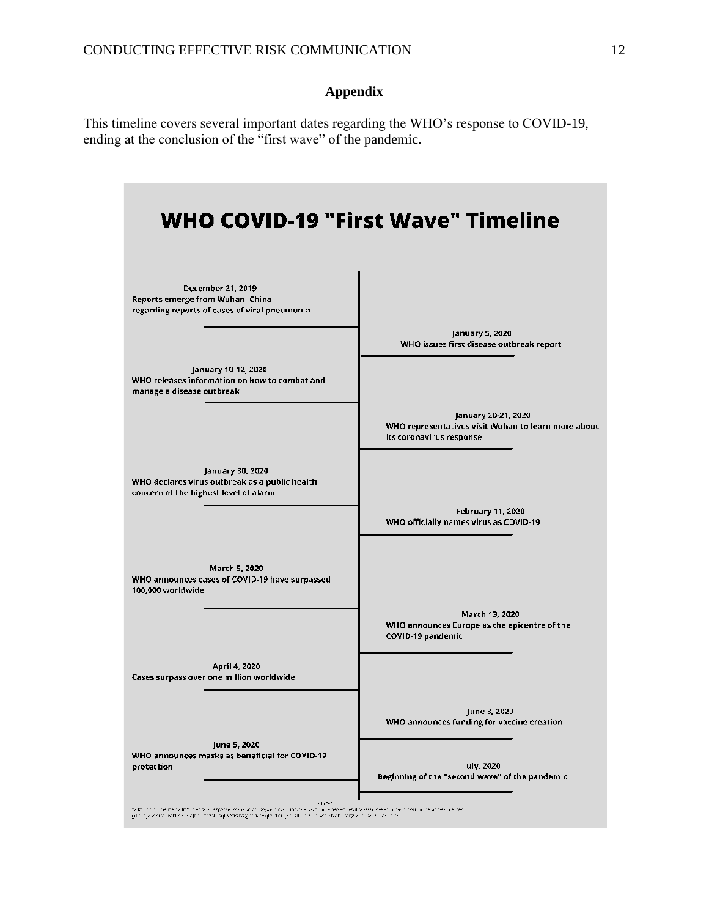## Appendix

This timeline covers several important dates regarding the WHO's response to COVID-19, ending at the conclusion of the "first wave" of the pandemic.

# WHO COVID-19 "First Wave" Timeline

December 21, 2019
Reports emerge from Wuhan, China regarding reports of cases of viral pneumonia

January 5, 2020
WHO issues first disease outbreak report

January 10-12, 2020
WHO releases information on how to combat and manage a disease outbreak

January 20-21, 2020
WHO representatives visit Wuhan to learn more about its coronavirus response

January 30, 2020
WHO declares virus outbreak as a public health concern of the highest level of alarm

February 11, 2020
WHO officially names virus as COVID-19

March 5, 2020
WHO announces cases of COVID-19 have surpassed 100,000 worldwide

March 13, 2020
WHO announces Europe as the epicentre of the COVID-19 pandemic

April 4, 2020
Cases surpass over one million worldwide

June 3, 2020
WHO announces funding for vaccine creation

June 5, 2020
WHO announces masks as beneficial for COVID-19 protection

July, 2020
Beginning of the "second wave" of the pandemic

Sources: